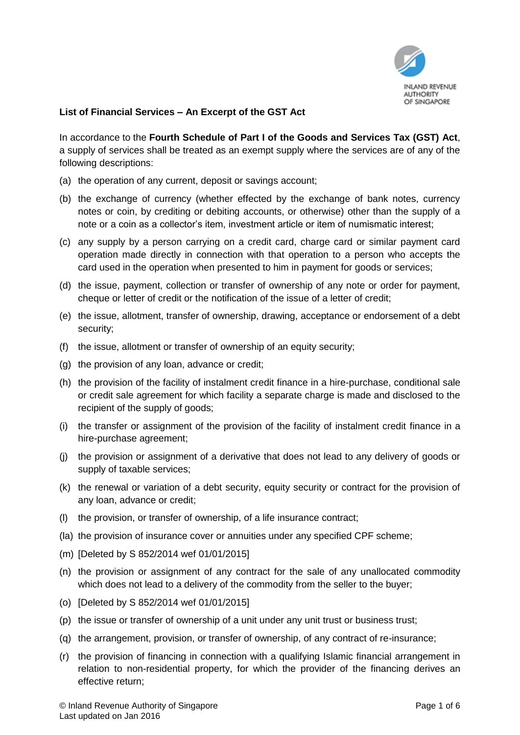**List of Financial Services – An Excerpt of the GST Act**

In accordance to the **Fourth Schedule of Part I of the Goods and Services Tax (GST) Act**, a supply of services shall be treated as an exempt supply where the services are of any of the following descriptions:

(a) the operation of any current, deposit or savings account;

(b) the exchange of currency (whether effected by the exchange of bank notes, currency notes or coin, by crediting or debiting accounts, or otherwise) other than the supply of a note or a coin as a collector's item, investment article or item of numismatic interest;

(c) any supply by a person carrying on a credit card, charge card or similar payment card operation made directly in connection with that operation to a person who accepts the card used in the operation when presented to him in payment for goods or services;

(d) the issue, payment, collection or transfer of ownership of any note or order for payment, cheque or letter of credit or the notification of the issue of a letter of credit;

(e) the issue, allotment, transfer of ownership, drawing, acceptance or endorsement of a debt security;

(f) the issue, allotment or transfer of ownership of an equity security;

(g) the provision of any loan, advance or credit;

(h) the provision of the facility of instalment credit finance in a hire-purchase, conditional sale or credit sale agreement for which facility a separate charge is made and disclosed to the recipient of the supply of goods;

(i) the transfer or assignment of the provision of the facility of instalment credit finance in a hire-purchase agreement;

(j) the provision or assignment of a derivative that does not lead to any delivery of goods or supply of taxable services;

(k) the renewal or variation of a debt security, equity security or contract for the provision of any loan, advance or credit;

(l) the provision, or transfer of ownership, of a life insurance contract;

(la) the provision of insurance cover or annuities under any specified CPF scheme;

(m) [Deleted by S 852/2014 wef 01/01/2015]

(n) the provision or assignment of any contract for the sale of any unallocated commodity which does not lead to a delivery of the commodity from the seller to the buyer;

(o) [Deleted by S 852/2014 wef 01/01/2015]

(p) the issue or transfer of ownership of a unit under any unit trust or business trust;

(q) the arrangement, provision, or transfer of ownership, of any contract of re-insurance;

(r) the provision of financing in connection with a qualifying Islamic financial arrangement in relation to non-residential property, for which the provider of the financing derives an effective return;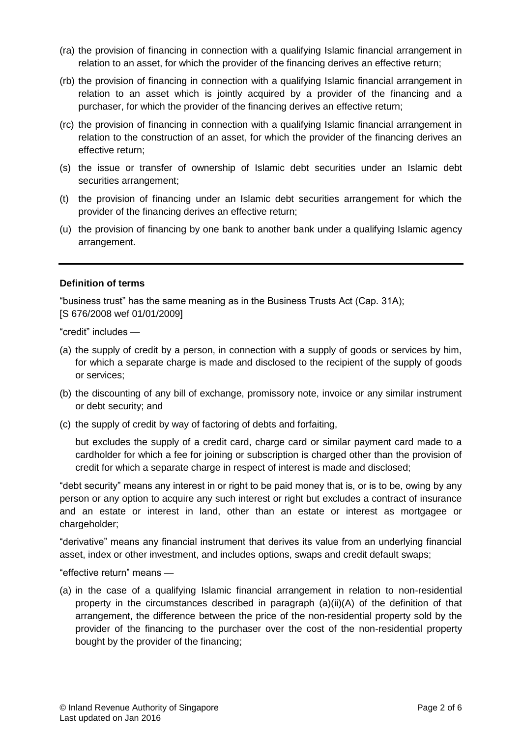(ra) the provision of financing in connection with a qualifying Islamic financial arrangement in relation to an asset, for which the provider of the financing derives an effective return;

(rb) the provision of financing in connection with a qualifying Islamic financial arrangement in relation to an asset which is jointly acquired by a provider of the financing and a purchaser, for which the provider of the financing derives an effective return;

(rc) the provision of financing in connection with a qualifying Islamic financial arrangement in relation to the construction of an asset, for which the provider of the financing derives an effective return;

(s) the issue or transfer of ownership of Islamic debt securities under an Islamic debt securities arrangement;

(t) the provision of financing under an Islamic debt securities arrangement for which the provider of the financing derives an effective return;

(u) the provision of financing by one bank to another bank under a qualifying Islamic agency arrangement.

---

**Definition of terms**

"business trust" has the same meaning as in the Business Trusts Act (Cap. 31A);
[S 676/2008 wef 01/01/2009]

"credit" includes —

(a) the supply of credit by a person, in connection with a supply of goods or services by him, for which a separate charge is made and disclosed to the recipient of the supply of goods or services;

(b) the discounting of any bill of exchange, promissory note, invoice or any similar instrument or debt security; and

(c) the supply of credit by way of factoring of debts and forfaiting,

but excludes the supply of a credit card, charge card or similar payment card made to a cardholder for which a fee for joining or subscription is charged other than the provision of credit for which a separate charge in respect of interest is made and disclosed;

"debt security" means any interest in or right to be paid money that is, or is to be, owing by any person or any option to acquire any such interest or right but excludes a contract of insurance and an estate or interest in land, other than an estate or interest as mortgagee or chargeholder;

"derivative" means any financial instrument that derives its value from an underlying financial asset, index or other investment, and includes options, swaps and credit default swaps;

"effective return" means —

(a) in the case of a qualifying Islamic financial arrangement in relation to non-residential property in the circumstances described in paragraph (a)(ii)(A) of the definition of that arrangement, the difference between the price of the non-residential property sold by the provider of the financing to the purchaser over the cost of the non-residential property bought by the provider of the financing;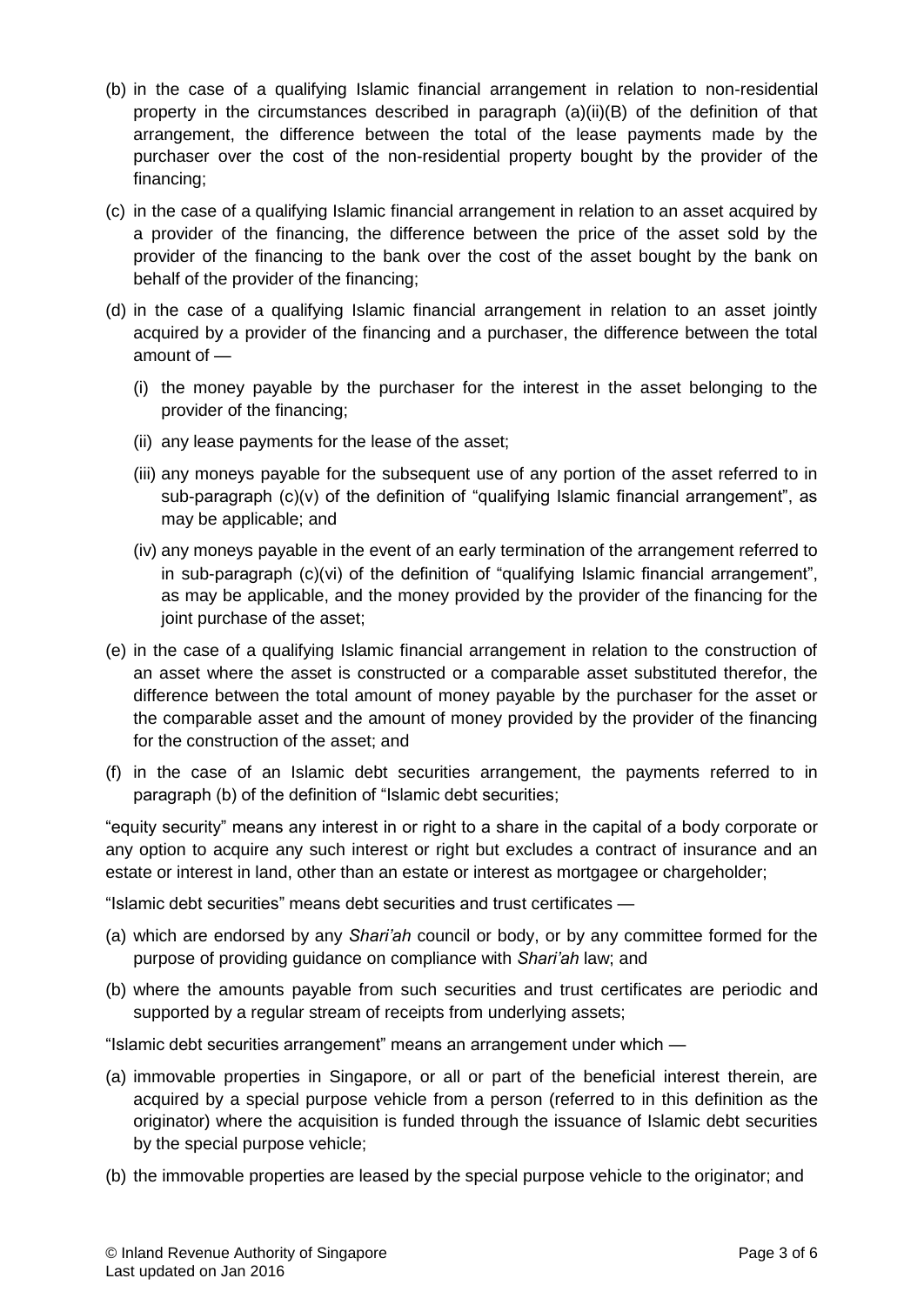(b) in the case of a qualifying Islamic financial arrangement in relation to non-residential property in the circumstances described in paragraph (a)(ii)(B) of the definition of that arrangement, the difference between the total of the lease payments made by the purchaser over the cost of the non-residential property bought by the provider of the financing;

(c) in the case of a qualifying Islamic financial arrangement in relation to an asset acquired by a provider of the financing, the difference between the price of the asset sold by the provider of the financing to the bank over the cost of the asset bought by the bank on behalf of the provider of the financing;

(d) in the case of a qualifying Islamic financial arrangement in relation to an asset jointly acquired by a provider of the financing and a purchaser, the difference between the total amount of —

   (i) the money payable by the purchaser for the interest in the asset belonging to the provider of the financing;

   (ii) any lease payments for the lease of the asset;

   (iii) any moneys payable for the subsequent use of any portion of the asset referred to in sub-paragraph (c)(v) of the definition of "qualifying Islamic financial arrangement", as may be applicable; and

   (iv) any moneys payable in the event of an early termination of the arrangement referred to in sub-paragraph (c)(vi) of the definition of "qualifying Islamic financial arrangement", as may be applicable, and the money provided by the provider of the financing for the joint purchase of the asset;

(e) in the case of a qualifying Islamic financial arrangement in relation to the construction of an asset where the asset is constructed or a comparable asset substituted therefor, the difference between the total amount of money payable by the purchaser for the asset or the comparable asset and the amount of money provided by the provider of the financing for the construction of the asset; and

(f) in the case of an Islamic debt securities arrangement, the payments referred to in paragraph (b) of the definition of "Islamic debt securities;

"equity security" means any interest in or right to a share in the capital of a body corporate or any option to acquire any such interest or right but excludes a contract of insurance and an estate or interest in land, other than an estate or interest as mortgagee or chargeholder;

"Islamic debt securities" means debt securities and trust certificates —

(a) which are endorsed by any *Shari'ah* council or body, or by any committee formed for the purpose of providing guidance on compliance with *Shari'ah* law; and

(b) where the amounts payable from such securities and trust certificates are periodic and supported by a regular stream of receipts from underlying assets;

"Islamic debt securities arrangement" means an arrangement under which —

(a) immovable properties in Singapore, or all or part of the beneficial interest therein, are acquired by a special purpose vehicle from a person (referred to in this definition as the originator) where the acquisition is funded through the issuance of Islamic debt securities by the special purpose vehicle;

(b) the immovable properties are leased by the special purpose vehicle to the originator; and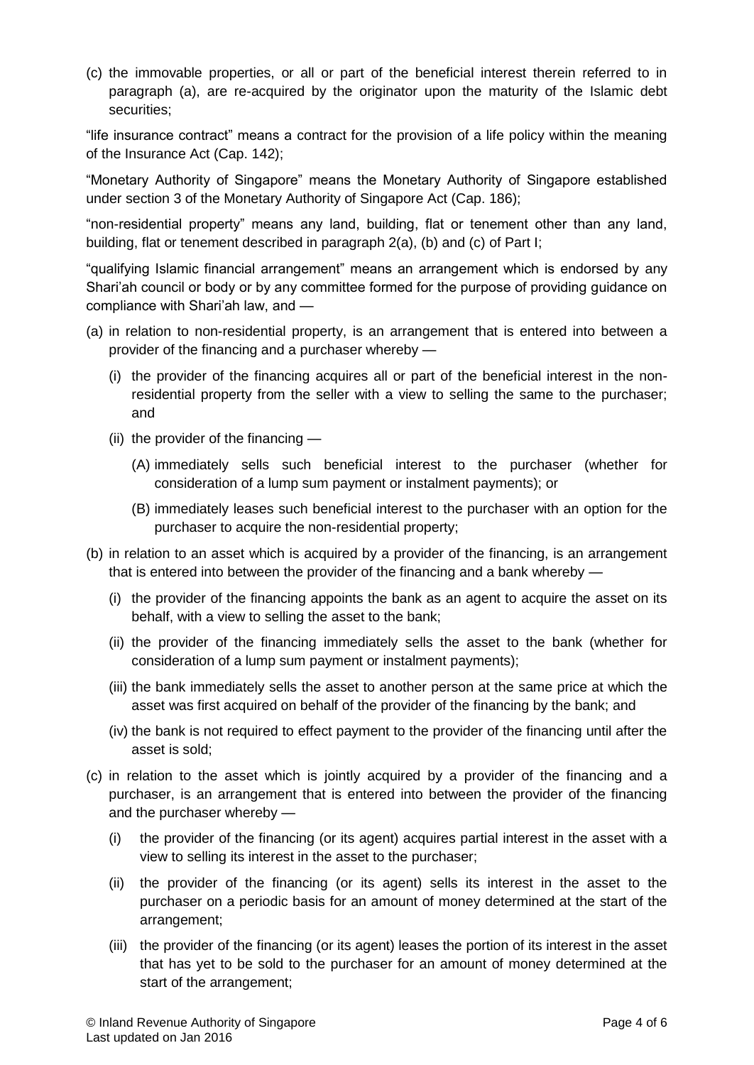(c) the immovable properties, or all or part of the beneficial interest therein referred to in paragraph (a), are re-acquired by the originator upon the maturity of the Islamic debt securities;

"life insurance contract" means a contract for the provision of a life policy within the meaning of the Insurance Act (Cap. 142);

"Monetary Authority of Singapore" means the Monetary Authority of Singapore established under section 3 of the Monetary Authority of Singapore Act (Cap. 186);

"non-residential property" means any land, building, flat or tenement other than any land, building, flat or tenement described in paragraph 2(a), (b) and (c) of Part I;

"qualifying Islamic financial arrangement" means an arrangement which is endorsed by any Shari'ah council or body or by any committee formed for the purpose of providing guidance on compliance with Shari'ah law, and —

(a) in relation to non-residential property, is an arrangement that is entered into between a provider of the financing and a purchaser whereby —

  (i) the provider of the financing acquires all or part of the beneficial interest in the non-residential property from the seller with a view to selling the same to the purchaser; and

  (ii) the provider of the financing —

    (A) immediately sells such beneficial interest to the purchaser (whether for consideration of a lump sum payment or instalment payments); or

    (B) immediately leases such beneficial interest to the purchaser with an option for the purchaser to acquire the non-residential property;

(b) in relation to an asset which is acquired by a provider of the financing, is an arrangement that is entered into between the provider of the financing and a bank whereby —

  (i) the provider of the financing appoints the bank as an agent to acquire the asset on its behalf, with a view to selling the asset to the bank;

  (ii) the provider of the financing immediately sells the asset to the bank (whether for consideration of a lump sum payment or instalment payments);

  (iii) the bank immediately sells the asset to another person at the same price at which the asset was first acquired on behalf of the provider of the financing by the bank; and

  (iv) the bank is not required to effect payment to the provider of the financing until after the asset is sold;

(c) in relation to the asset which is jointly acquired by a provider of the financing and a purchaser, is an arrangement that is entered into between the provider of the financing and the purchaser whereby —

  (i) the provider of the financing (or its agent) acquires partial interest in the asset with a view to selling its interest in the asset to the purchaser;

  (ii) the provider of the financing (or its agent) sells its interest in the asset to the purchaser on a periodic basis for an amount of money determined at the start of the arrangement;

  (iii) the provider of the financing (or its agent) leases the portion of its interest in the asset that has yet to be sold to the purchaser for an amount of money determined at the start of the arrangement;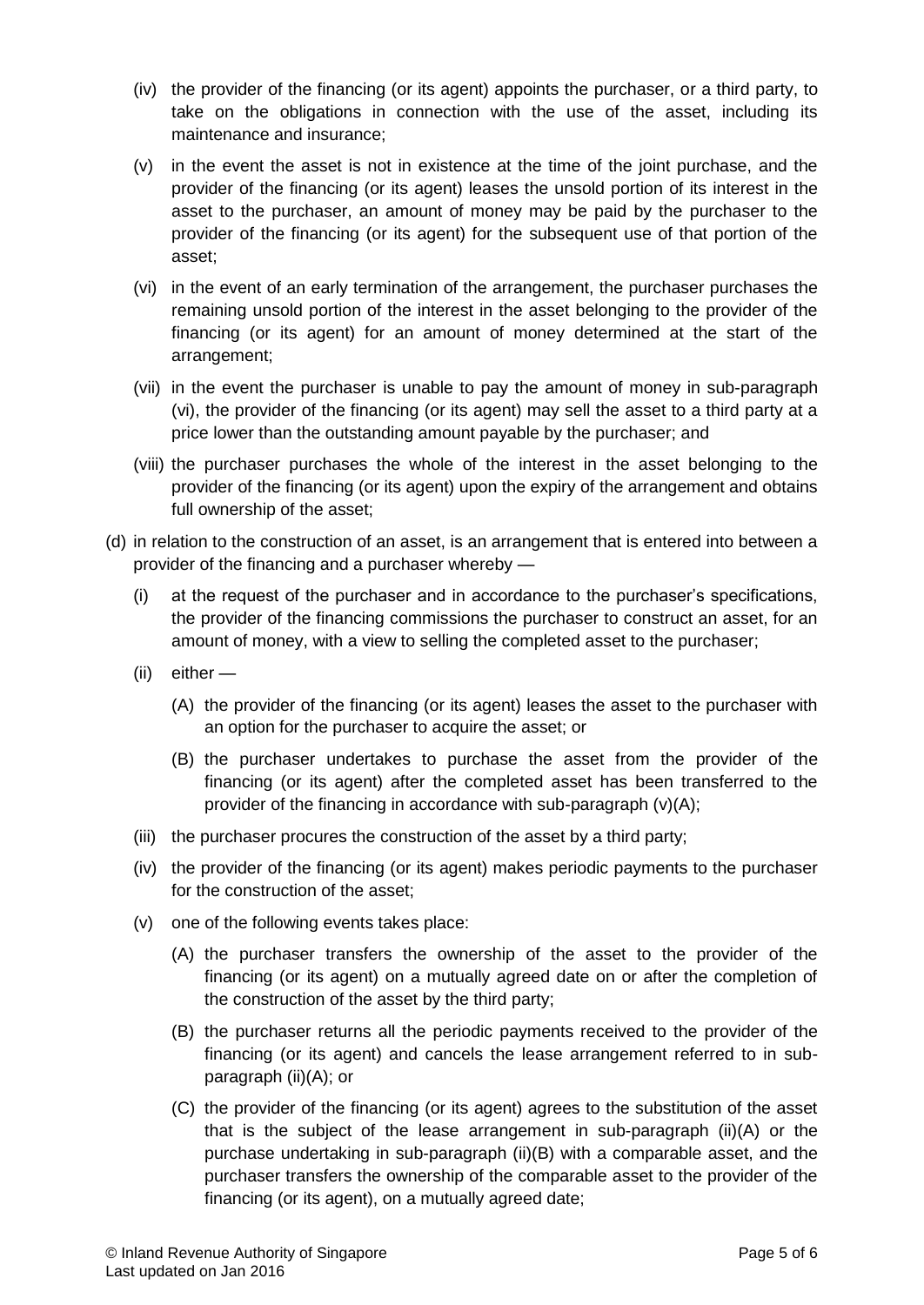(iv) the provider of the financing (or its agent) appoints the purchaser, or a third party, to take on the obligations in connection with the use of the asset, including its maintenance and insurance;

(v) in the event the asset is not in existence at the time of the joint purchase, and the provider of the financing (or its agent) leases the unsold portion of its interest in the asset to the purchaser, an amount of money may be paid by the purchaser to the provider of the financing (or its agent) for the subsequent use of that portion of the asset;

(vi) in the event of an early termination of the arrangement, the purchaser purchases the remaining unsold portion of the interest in the asset belonging to the provider of the financing (or its agent) for an amount of money determined at the start of the arrangement;

(vii) in the event the purchaser is unable to pay the amount of money in sub-paragraph (vi), the provider of the financing (or its agent) may sell the asset to a third party at a price lower than the outstanding amount payable by the purchaser; and

(viii) the purchaser purchases the whole of the interest in the asset belonging to the provider of the financing (or its agent) upon the expiry of the arrangement and obtains full ownership of the asset;

(d) in relation to the construction of an asset, is an arrangement that is entered into between a provider of the financing and a purchaser whereby —

(i) at the request of the purchaser and in accordance to the purchaser's specifications, the provider of the financing commissions the purchaser to construct an asset, for an amount of money, with a view to selling the completed asset to the purchaser;

(ii) either —

(A) the provider of the financing (or its agent) leases the asset to the purchaser with an option for the purchaser to acquire the asset; or

(B) the purchaser undertakes to purchase the asset from the provider of the financing (or its agent) after the completed asset has been transferred to the provider of the financing in accordance with sub-paragraph (v)(A);

(iii) the purchaser procures the construction of the asset by a third party;

(iv) the provider of the financing (or its agent) makes periodic payments to the purchaser for the construction of the asset;

(v) one of the following events takes place:

(A) the purchaser transfers the ownership of the asset to the provider of the financing (or its agent) on a mutually agreed date on or after the completion of the construction of the asset by the third party;

(B) the purchaser returns all the periodic payments received to the provider of the financing (or its agent) and cancels the lease arrangement referred to in sub-paragraph (ii)(A); or

(C) the provider of the financing (or its agent) agrees to the substitution of the asset that is the subject of the lease arrangement in sub-paragraph (ii)(A) or the purchase undertaking in sub-paragraph (ii)(B) with a comparable asset, and the purchaser transfers the ownership of the comparable asset to the provider of the financing (or its agent), on a mutually agreed date;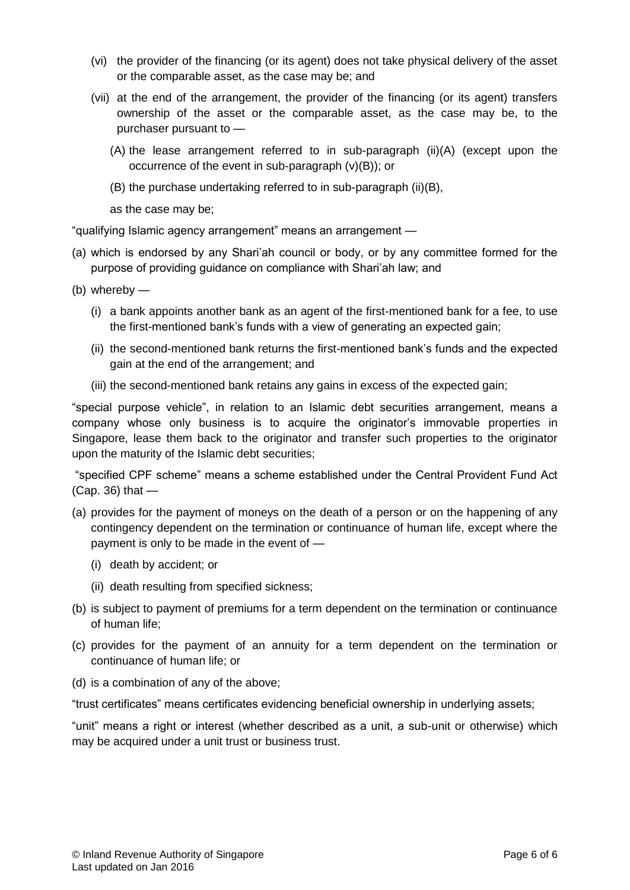(vi) the provider of the financing (or its agent) does not take physical delivery of the asset or the comparable asset, as the case may be; and

(vii) at the end of the arrangement, the provider of the financing (or its agent) transfers ownership of the asset or the comparable asset, as the case may be, to the purchaser pursuant to —

(A) the lease arrangement referred to in sub-paragraph (ii)(A) (except upon the occurrence of the event in sub-paragraph (v)(B)); or

(B) the purchase undertaking referred to in sub-paragraph (ii)(B),

as the case may be;

"qualifying Islamic agency arrangement" means an arrangement —

(a) which is endorsed by any Shari'ah council or body, or by any committee formed for the purpose of providing guidance on compliance with Shari'ah law; and

(b) whereby —

(i) a bank appoints another bank as an agent of the first-mentioned bank for a fee, to use the first-mentioned bank's funds with a view of generating an expected gain;

(ii) the second-mentioned bank returns the first-mentioned bank's funds and the expected gain at the end of the arrangement; and

(iii) the second-mentioned bank retains any gains in excess of the expected gain;

"special purpose vehicle", in relation to an Islamic debt securities arrangement, means a company whose only business is to acquire the originator's immovable properties in Singapore, lease them back to the originator and transfer such properties to the originator upon the maturity of the Islamic debt securities;

"specified CPF scheme" means a scheme established under the Central Provident Fund Act (Cap. 36) that —

(a) provides for the payment of moneys on the death of a person or on the happening of any contingency dependent on the termination or continuance of human life, except where the payment is only to be made in the event of —

(i) death by accident; or

(ii) death resulting from specified sickness;

(b) is subject to payment of premiums for a term dependent on the termination or continuance of human life;

(c) provides for the payment of an annuity for a term dependent on the termination or continuance of human life; or

(d) is a combination of any of the above;

"trust certificates" means certificates evidencing beneficial ownership in underlying assets;

"unit" means a right or interest (whether described as a unit, a sub-unit or otherwise) which may be acquired under a unit trust or business trust.